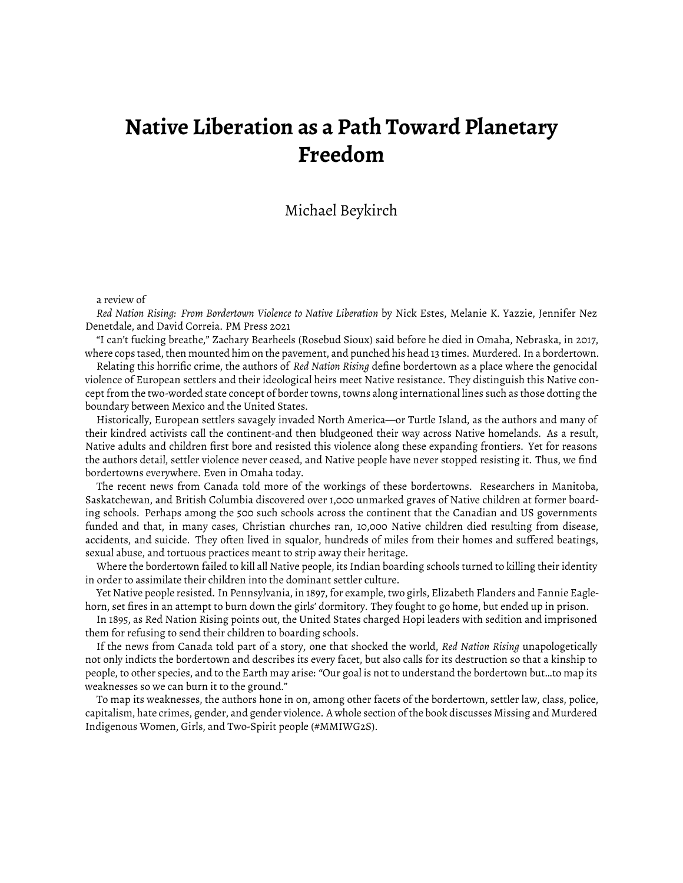# Native Liberation as a Path Toward Planetary Freedom

Michael Beykirch

a review of

*Red Nation Rising: From Bordertown Violence to Native Liberation* by Nick Estes, Melanie K. Yazzie, Jennifer Nez Denetdale, and David Correia. PM Press 2021

"I can't fucking breathe," Zachary Bearheels (Rosebud Sioux) said before he died in Omaha, Nebraska, in 2017, where cops tased, then mounted him on the pavement, and punched his head 13 times. Murdered. In a bordertown.

Relating this horrific crime, the authors of *Red Nation Rising* define bordertown as a place where the genocidal violence of European settlers and their ideological heirs meet Native resistance. They distinguish this Native concept from the two-worded state concept of border towns, towns along international lines such as those dotting the boundary between Mexico and the United States.

Historically, European settlers savagely invaded North America—or Turtle Island, as the authors and many of their kindred activists call the continent-and then bludgeoned their way across Native homelands. As a result, Native adults and children first bore and resisted this violence along these expanding frontiers. Yet for reasons the authors detail, settler violence never ceased, and Native people have never stopped resisting it. Thus, we find bordertowns everywhere. Even in Omaha today.

The recent news from Canada told more of the workings of these bordertowns. Researchers in Manitoba, Saskatchewan, and British Columbia discovered over 1,000 unmarked graves of Native children at former boarding schools. Perhaps among the 500 such schools across the continent that the Canadian and US governments funded and that, in many cases, Christian churches ran, 10,000 Native children died resulting from disease, accidents, and suicide. They often lived in squalor, hundreds of miles from their homes and suffered beatings, sexual abuse, and tortuous practices meant to strip away their heritage.

Where the bordertown failed to kill all Native people, its Indian boarding schools turned to killing their identity in order to assimilate their children into the dominant settler culture.

Yet Native people resisted. In Pennsylvania, in 1897, for example, two girls, Elizabeth Flanders and Fannie Eaglehorn, set fires in an attempt to burn down the girls' dormitory. They fought to go home, but ended up in prison.

In 1895, as Red Nation Rising points out, the United States charged Hopi leaders with sedition and imprisoned them for refusing to send their children to boarding schools.

If the news from Canada told part of a story, one that shocked the world, *Red Nation Rising* unapologetically not only indicts the bordertown and describes its every facet, but also calls for its destruction so that a kinship to people, to other species, and to the Earth may arise: "Our goal is not to understand the bordertown but…to map its weaknesses so we can burn it to the ground."

To map its weaknesses, the authors hone in on, among other facets of the bordertown, settler law, class, police, capitalism, hate crimes, gender, and gender violence. A whole section of the book discusses Missing and Murdered Indigenous Women, Girls, and Two-Spirit people (#MMIWG2S).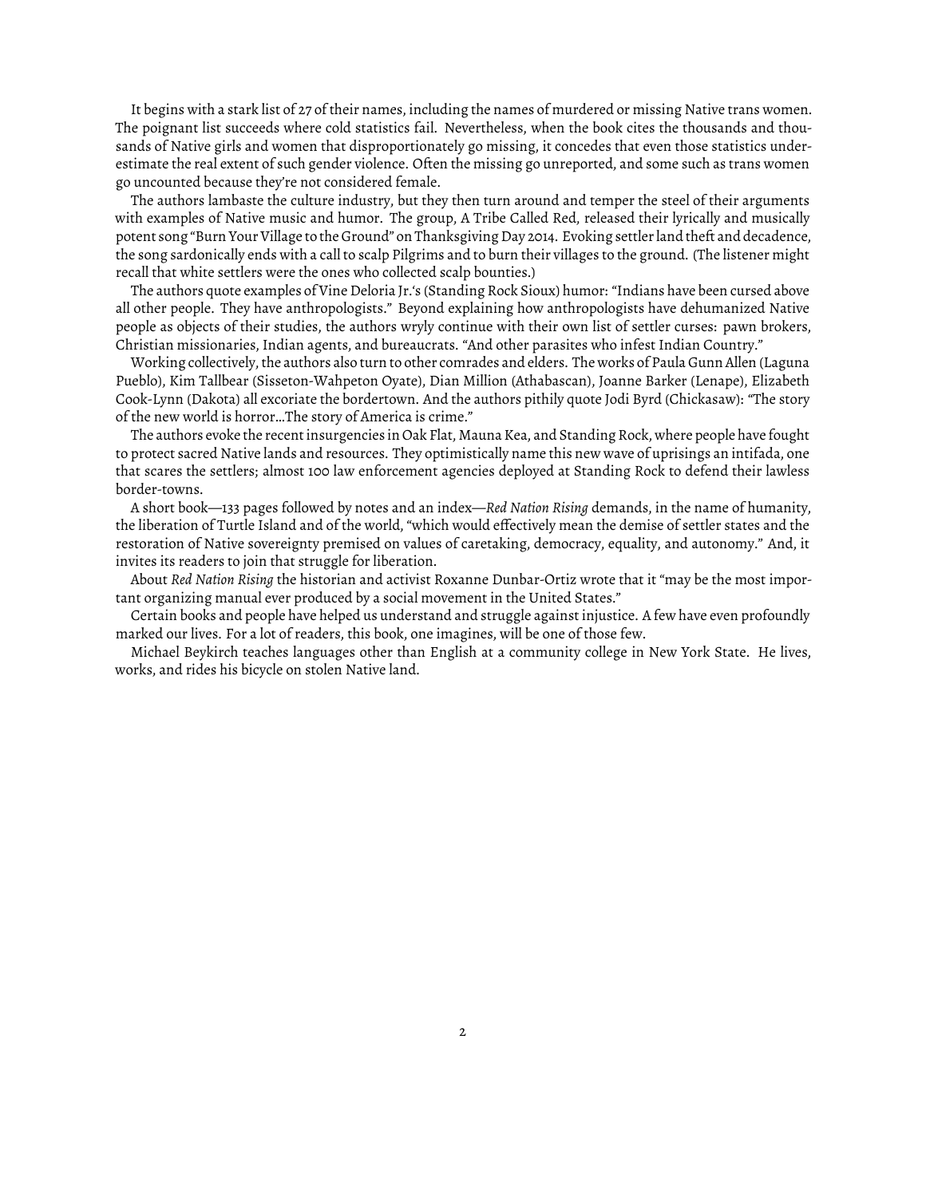It begins with a stark list of 27 of their names, including the names of murdered or missing Native trans women. The poignant list succeeds where cold statistics fail. Nevertheless, when the book cites the thousands and thousands of Native girls and women that disproportionately go missing, it concedes that even those statistics underestimate the real extent of such gender violence. Often the missing go unreported, and some such as trans women go uncounted because they're not considered female.

The authors lambaste the culture industry, but they then turn around and temper the steel of their arguments with examples of Native music and humor. The group, A Tribe Called Red, released their lyrically and musically potent song "Burn Your Village to the Ground" on Thanksgiving Day 2014. Evoking settler land theft and decadence, the song sardonically ends with a call to scalp Pilgrims and to burn their villages to the ground. (The listener might recall that white settlers were the ones who collected scalp bounties.)

The authors quote examples of Vine Deloria Jr.'s (Standing Rock Sioux) humor: "Indians have been cursed above all other people. They have anthropologists." Beyond explaining how anthropologists have dehumanized Native people as objects of their studies, the authors wryly continue with their own list of settler curses: pawn brokers, Christian missionaries, Indian agents, and bureaucrats. "And other parasites who infest Indian Country."

Working collectively, the authors also turn to other comrades and elders. The works of Paula Gunn Allen (Laguna Pueblo), Kim Tallbear (Sisseton-Wahpeton Oyate), Dian Million (Athabascan), Joanne Barker (Lenape), Elizabeth Cook-Lynn (Dakota) all excoriate the bordertown. And the authors pithily quote Jodi Byrd (Chickasaw): "The story of the new world is horror…The story of America is crime."

The authors evoke the recent insurgencies in Oak Flat, Mauna Kea, and Standing Rock, where people have fought to protect sacred Native lands and resources. They optimistically name this new wave of uprisings an intifada, one that scares the settlers; almost 100 law enforcement agencies deployed at Standing Rock to defend their lawless border-towns.

A short book—133 pages followed by notes and an index—*Red Nation Rising* demands, in the name of humanity, the liberation of Turtle Island and of the world, "which would effectively mean the demise of settler states and the restoration of Native sovereignty premised on values of caretaking, democracy, equality, and autonomy." And, it invites its readers to join that struggle for liberation.

About *Red Nation Rising* the historian and activist Roxanne Dunbar-Ortiz wrote that it "may be the most important organizing manual ever produced by a social movement in the United States."

Certain books and people have helped us understand and struggle against injustice. A few have even profoundly marked our lives. For a lot of readers, this book, one imagines, will be one of those few.

Michael Beykirch teaches languages other than English at a community college in New York State. He lives, works, and rides his bicycle on stolen Native land.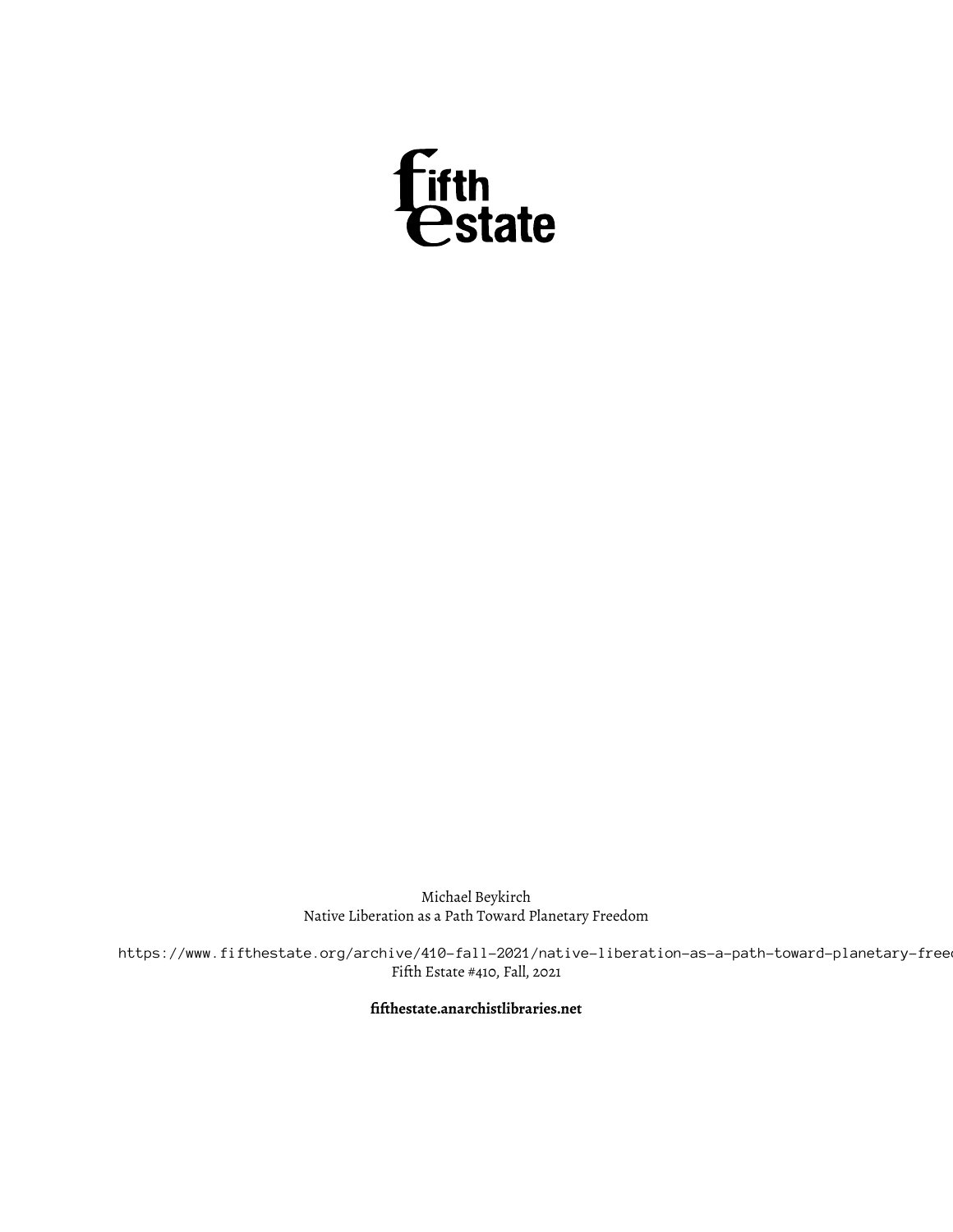fifth estate

Michael Beykirch
Native Liberation as a Path Toward Planetary Freedom

https://www.fifthestate.org/archive/410-fall-2021/native-liberation-as-a-path-toward-planetary-freed
Fifth Estate #410, Fall, 2021

**fifthestate.anarchistlibraries.net**